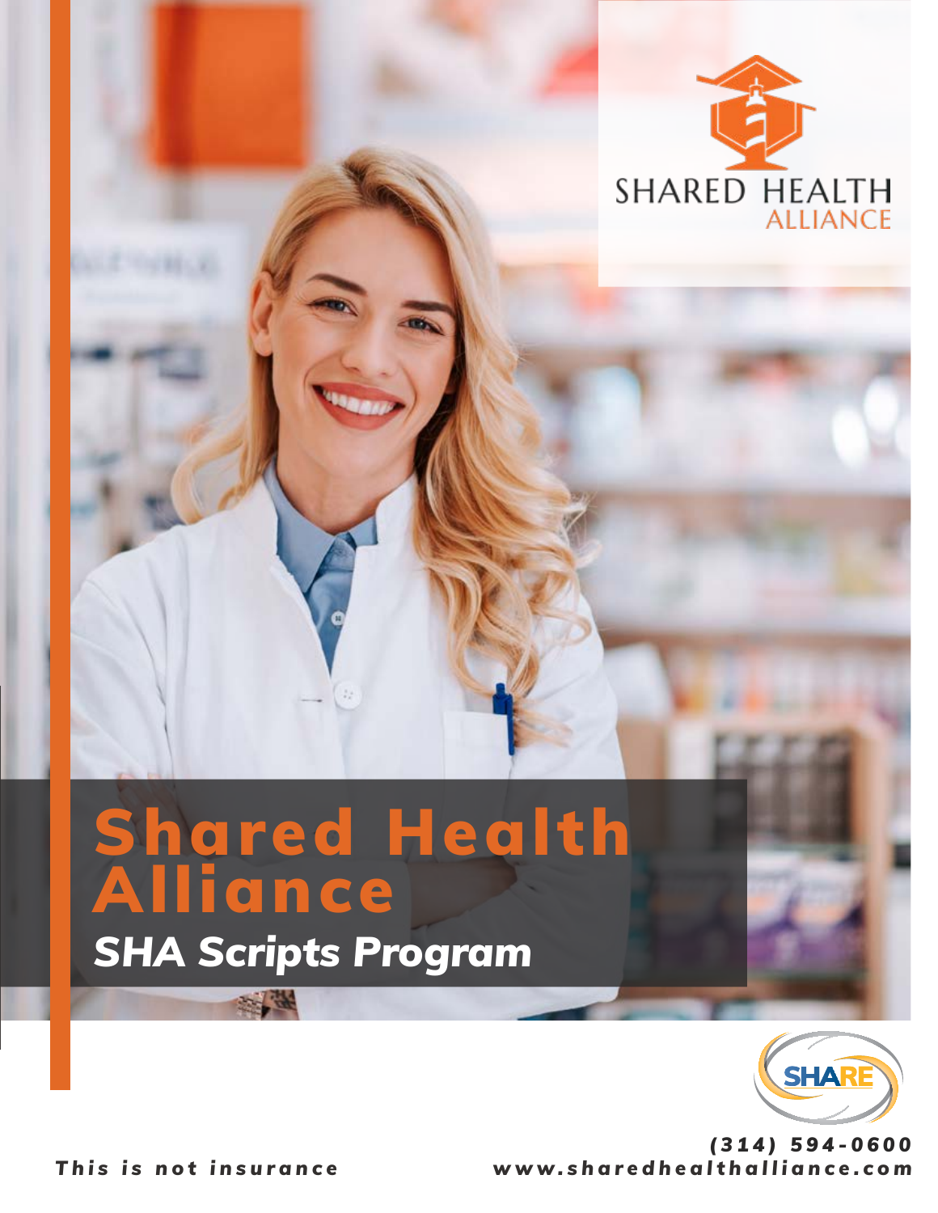SHARED HEALTH
ALLIANCE

# Shared Health Alliance

## *SHA Scripts Program*

SHARE

***(314) 594-0600***

***www.sharedhealthalliance.com***

***This is not insurance***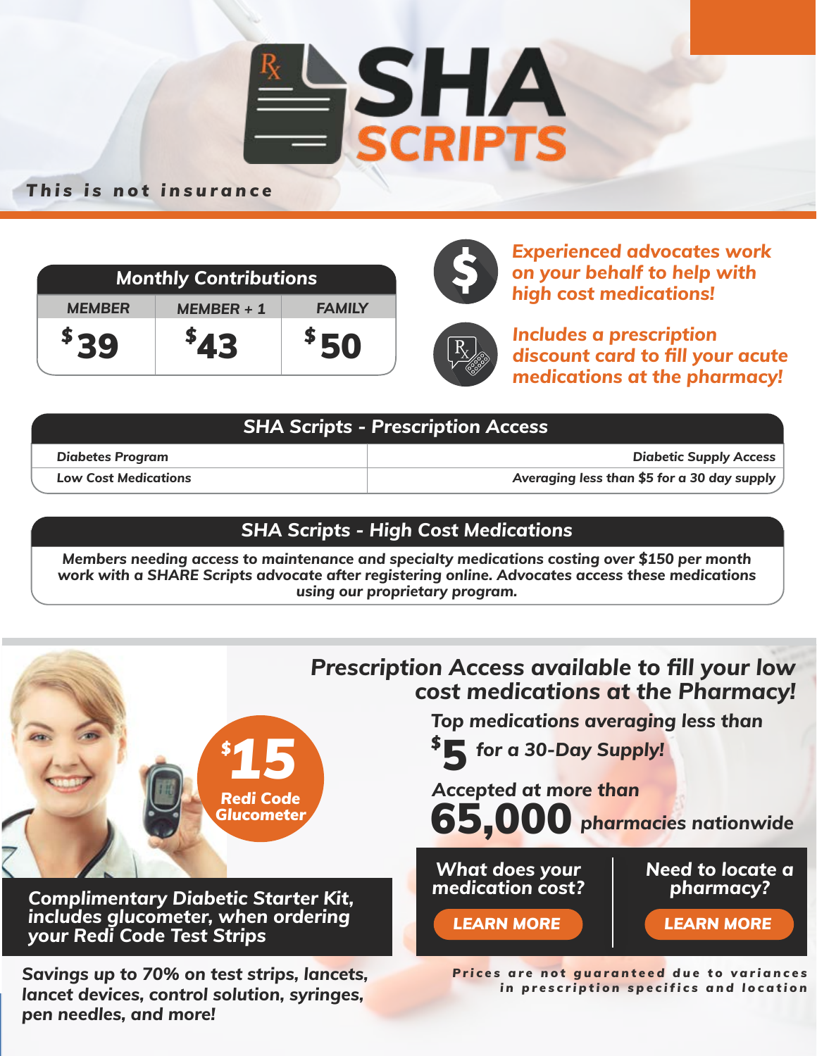# SHA SCRIPTS

***This is not insurance***

| Monthly Contributions | | |
|---|---|---|
| MEMBER | MEMBER + 1 | FAMILY |
| $39 | $43 | $50 |

***Experienced advocates work on your behalf to help with high cost medications!***

***Includes a prescription discount card to fill your acute medications at the pharmacy!***

| SHA Scripts - Prescription Access | |
|---|---|
| *Diabetes Program* | *Diabetic Supply Access* |
| *Low Cost Medications* | *Averaging less than $5 for a 30 day supply* |

## SHA Scripts - High Cost Medications

***Members needing access to maintenance and specialty medications costing over $150 per month work with a SHARE Scripts advocate after registering online. Advocates access these medications using our proprietary program.***

**$15 Redi Code Glucometer**

***Complimentary Diabetic Starter Kit, includes glucometer, when ordering your Redi Code Test Strips***

***Savings up to 70% on test strips, lancets, lancet devices, control solution, syringes, pen needles, and more!***

## *Prescription Access available to fill your low cost medications at the Pharmacy!*

***Top medications averaging less than $5 for a 30-Day Supply!***

**Accepted at more than 65,000 *pharmacies nationwide***

***What does your medication cost?*** **LEARN MORE**

***Need to locate a pharmacy?*** **LEARN MORE**

**Prices are not guaranteed due to variances in prescription specifics and location**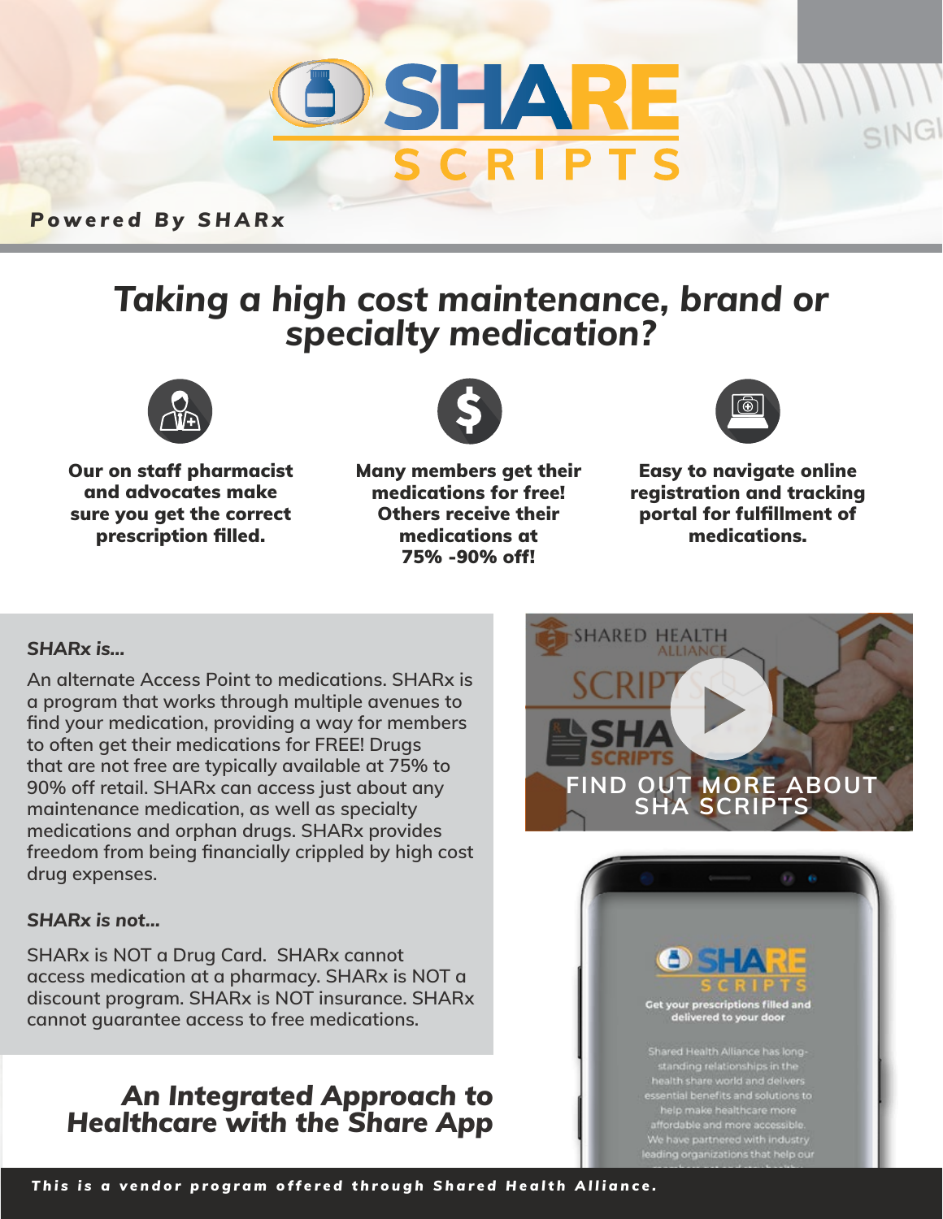# SHARE SCRIPTS

***Powered By SHARx***

## *Taking a high cost maintenance, brand or specialty medication?*

**Our on staff pharmacist and advocates make sure you get the correct prescription filled.**

**Many members get their medications for free! Others receive their medications at 75% -90% off!**

**Easy to navigate online registration and tracking portal for fulfillment of medications.**

***SHARx is...***

An alternate Access Point to medications. SHARx is a program that works through multiple avenues to find your medication, providing a way for members to often get their medications for FREE! Drugs that are not free are typically available at 75% to 90% off retail. SHARx can access just about any maintenance medication, as well as specialty medications and orphan drugs. SHARx provides freedom from being financially crippled by high cost drug expenses.

***SHARx is not...***

SHARx is NOT a Drug Card. SHARx cannot access medication at a pharmacy. SHARx is NOT a discount program. SHARx is NOT insurance. SHARx cannot guarantee access to free medications.

FIND OUT MORE ABOUT SHA SCRIPTS

## *An Integrated Approach to Healthcare with the Share App*

***This is a vendor program offered through Shared Health Alliance.***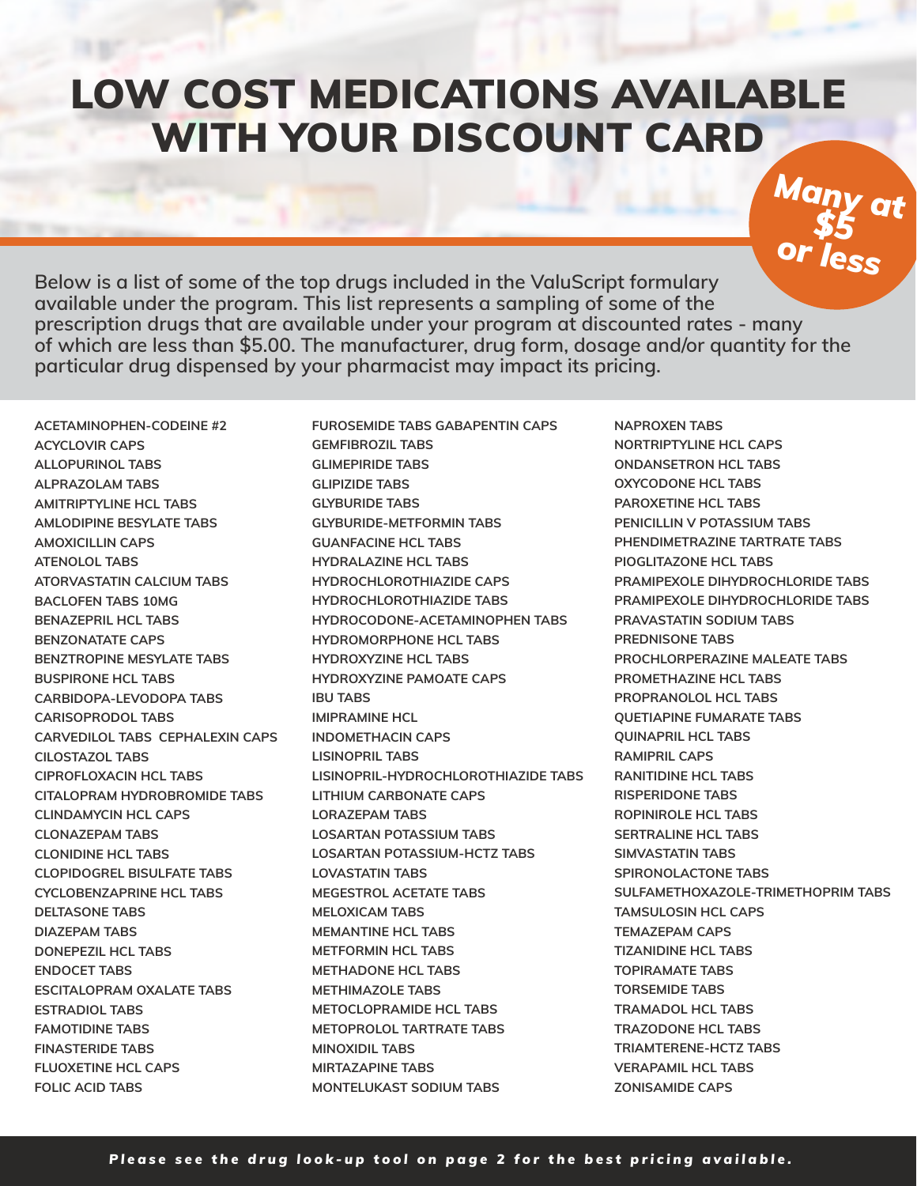# LOW COST MEDICATIONS AVAILABLE WITH YOUR DISCOUNT CARD

*Many at $5 or less*

**Below is a list of some of the top drugs included in the ValuScript formulary available under the program. This list represents a sampling of some of the prescription drugs that are available under your program at discounted rates - many of which are less than $5.00. The manufacturer, drug form, dosage and/or quantity for the particular drug dispensed by your pharmacist may impact its pricing.**

**ACETAMINOPHEN-CODEINE #2**
**ACYCLOVIR CAPS**
**ALLOPURINOL TABS**
**ALPRAZOLAM TABS**
**AMITRIPTYLINE HCL TABS**
**AMLODIPINE BESYLATE TABS**
**AMOXICILLIN CAPS**
**ATENOLOL TABS**
**ATORVASTATIN CALCIUM TABS**
**BACLOFEN TABS 10MG**
**BENAZEPRIL HCL TABS**
**BENZONATATE CAPS**
**BENZTROPINE MESYLATE TABS**
**BUSPIRONE HCL TABS**
**CARBIDOPA-LEVODOPA TABS**
**CARISOPRODOL TABS**
**CARVEDILOL TABS CEPHALEXIN CAPS**
**CILOSTAZOL TABS**
**CIPROFLOXACIN HCL TABS**
**CITALOPRAM HYDROBROMIDE TABS**
**CLINDAMYCIN HCL CAPS**
**CLONAZEPAM TABS**
**CLONIDINE HCL TABS**
**CLOPIDOGREL BISULFATE TABS**
**CYCLOBENZAPRINE HCL TABS**
**DELTASONE TABS**
**DIAZEPAM TABS**
**DONEPEZIL HCL TABS**
**ENDOCET TABS**
**ESCITALOPRAM OXALATE TABS**
**ESTRADIOL TABS**
**FAMOTIDINE TABS**
**FINASTERIDE TABS**
**FLUOXETINE HCL CAPS**
**FOLIC ACID TABS**
**FUROSEMIDE TABS GABAPENTIN CAPS**
**GEMFIBROZIL TABS**
**GLIMEPIRIDE TABS**
**GLIPIZIDE TABS**
**GLYBURIDE TABS**
**GLYBURIDE-METFORMIN TABS**
**GUANFACINE HCL TABS**
**HYDRALAZINE HCL TABS**
**HYDROCHLOROTHIAZIDE CAPS**
**HYDROCHLOROTHIAZIDE TABS**
**HYDROCODONE-ACETAMINOPHEN TABS**
**HYDROMORPHONE HCL TABS**
**HYDROXYZINE HCL TABS**
**HYDROXYZINE PAMOATE CAPS**
**IBU TABS**
**IMIPRAMINE HCL**
**INDOMETHACIN CAPS**
**LISINOPRIL TABS**
**LISINOPRIL-HYDROCHLOROTHIAZIDE TABS**
**LITHIUM CARBONATE CAPS**
**LORAZEPAM TABS**
**LOSARTAN POTASSIUM TABS**
**LOSARTAN POTASSIUM-HCTZ TABS**
**LOVASTATIN TABS**
**MEGESTROL ACETATE TABS**
**MELOXICAM TABS**
**MEMANTINE HCL TABS**
**METFORMIN HCL TABS**
**METHADONE HCL TABS**
**METHIMAZOLE TABS**
**METOCLOPRAMIDE HCL TABS**
**METOPROLOL TARTRATE TABS**
**MINOXIDIL TABS**
**MIRTAZAPINE TABS**
**MONTELUKAST SODIUM TABS**
**NAPROXEN TABS**
**NORTRIPTYLINE HCL CAPS**
**ONDANSETRON HCL TABS**
**OXYCODONE HCL TABS**
**PAROXETINE HCL TABS**
**PENICILLIN V POTASSIUM TABS**
**PHENDIMETRAZINE TARTRATE TABS**
**PIOGLITAZONE HCL TABS**
**PRAMIPEXOLE DIHYDROCHLORIDE TABS**
**PRAMIPEXOLE DIHYDROCHLORIDE TABS**
**PRAVASTATIN SODIUM TABS**
**PREDNISONE TABS**
**PROCHLORPERAZINE MALEATE TABS**
**PROMETHAZINE HCL TABS**
**PROPRANOLOL HCL TABS**
**QUETIAPINE FUMARATE TABS**
**QUINAPRIL HCL TABS**
**RAMIPRIL CAPS**
**RANITIDINE HCL TABS**
**RISPERIDONE TABS**
**ROPINIROLE HCL TABS**
**SERTRALINE HCL TABS**
**SIMVASTATIN TABS**
**SPIRONOLACTONE TABS**
**SULFAMETHOXAZOLE-TRIMETHOPRIM TABS**
**TAMSULOSIN HCL CAPS**
**TEMAZEPAM CAPS**
**TIZANIDINE HCL TABS**
**TOPIRAMATE TABS**
**TORSEMIDE TABS**
**TRAMADOL HCL TABS**
**TRAZODONE HCL TABS**
**TRIAMTERENE-HCTZ TABS**
**VERAPAMIL HCL TABS**
**ZONISAMIDE CAPS**

***Please see the drug look-up tool on page 2 for the best pricing available.***